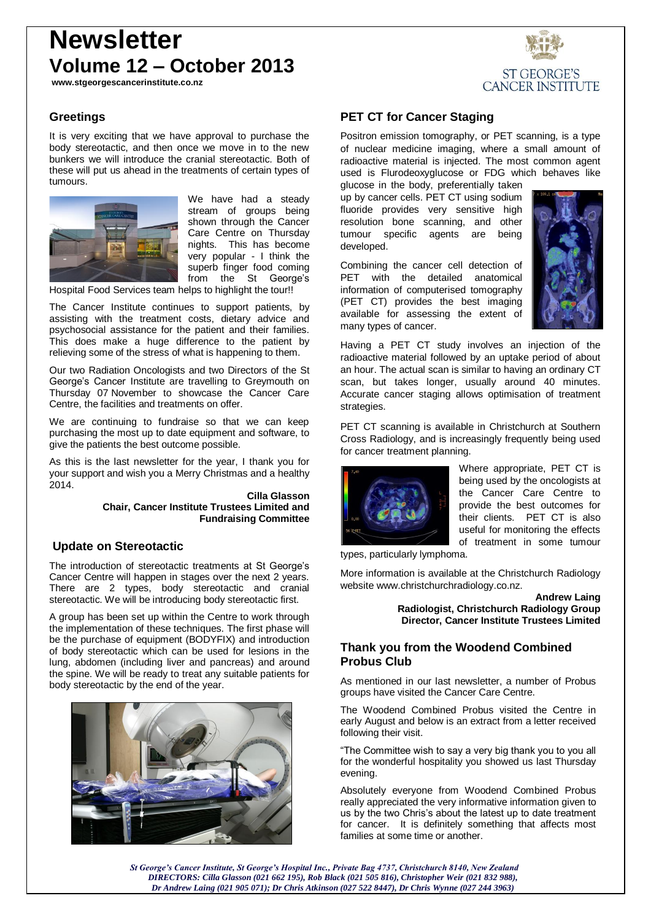# Newsletter
# Volume 12 – October 2013

www.stgeorgescancerinstitute.co.nz

ST GEORGE'S CANCER INSTITUTE

## Greetings

It is very exciting that we have approval to purchase the body stereotactic, and then once we move in to the new bunkers we will introduce the cranial stereotactic. Both of these will put us ahead in the treatments of certain types of tumours.

We have had a steady stream of groups being shown through the Cancer Care Centre on Thursday nights. This has become very popular - I think the superb finger food coming from the St George's Hospital Food Services team helps to highlight the tour!!

The Cancer Institute continues to support patients, by assisting with the treatment costs, dietary advice and psychosocial assistance for the patient and their families. This does make a huge difference to the patient by relieving some of the stress of what is happening to them.

Our two Radiation Oncologists and two Directors of the St George's Cancer Institute are travelling to Greymouth on Thursday 07 November to showcase the Cancer Care Centre, the facilities and treatments on offer.

We are continuing to fundraise so that we can keep purchasing the most up to date equipment and software, to give the patients the best outcome possible.

As this is the last newsletter for the year, I thank you for your support and wish you a Merry Christmas and a healthy 2014.

**Cilla Glasson**
**Chair, Cancer Institute Trustees Limited and Fundraising Committee**

## Update on Stereotactic

The introduction of stereotactic treatments at St George's Cancer Centre will happen in stages over the next 2 years. There are 2 types, body stereotactic and cranial stereotactic. We will be introducing body stereotactic first.

A group has been set up within the Centre to work through the implementation of these techniques. The first phase will be the purchase of equipment (BODYFIX) and introduction of body stereotactic which can be used for lesions in the lung, abdomen (including liver and pancreas) and around the spine. We will be ready to treat any suitable patients for body stereotactic by the end of the year.

## PET CT for Cancer Staging

Positron emission tomography, or PET scanning, is a type of nuclear medicine imaging, where a small amount of radioactive material is injected. The most common agent used is Flurodeoxyglucose or FDG which behaves like glucose in the body, preferentially taken up by cancer cells. PET CT using sodium fluoride provides very sensitive high resolution bone scanning, and other tumour specific agents are being developed.

Combining the cancer cell detection of PET with the detailed anatomical information of computerised tomography (PET CT) provides the best imaging available for assessing the extent of many types of cancer.

Having a PET CT study involves an injection of the radioactive material followed by an uptake period of about an hour. The actual scan is similar to having an ordinary CT scan, but takes longer, usually around 40 minutes. Accurate cancer staging allows optimisation of treatment strategies.

PET CT scanning is available in Christchurch at Southern Cross Radiology, and is increasingly frequently being used for cancer treatment planning.

Where appropriate, PET CT is being used by the oncologists at the Cancer Care Centre to provide the best outcomes for their clients. PET CT is also useful for monitoring the effects of treatment in some tumour types, particularly lymphoma.

More information is available at the Christchurch Radiology website www.christchurchradiology.co.nz.

**Andrew Laing**
**Radiologist, Christchurch Radiology Group**
**Director, Cancer Institute Trustees Limited**

## Thank you from the Woodend Combined Probus Club

As mentioned in our last newsletter, a number of Probus groups have visited the Cancer Care Centre.

The Woodend Combined Probus visited the Centre in early August and below is an extract from a letter received following their visit.

"The Committee wish to say a very big thank you to you all for the wonderful hospitality you showed us last Thursday evening.

Absolutely everyone from Woodend Combined Probus really appreciated the very informative information given to us by the two Chris's about the latest up to date treatment for cancer. It is definitely something that affects most families at some time or another.

*St George's Cancer Institute, St George's Hospital Inc., Private Bag 4737, Christchurch 8140, New Zealand*
*DIRECTORS: Cilla Glasson (021 662 195), Rob Black (021 505 816), Christopher Weir (021 832 988), Dr Andrew Laing (021 905 071); Dr Chris Atkinson (027 522 8447), Dr Chris Wynne (027 244 3963)*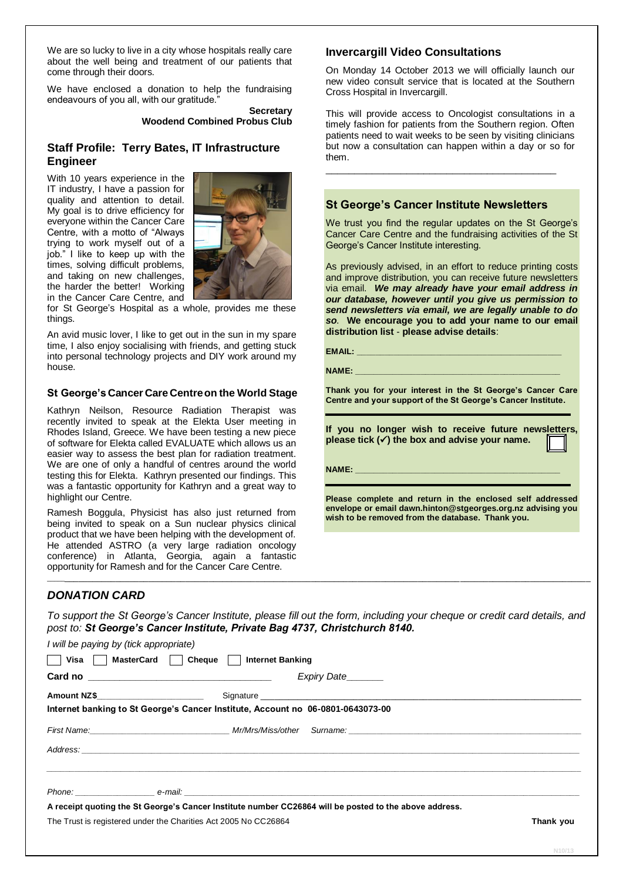We are so lucky to live in a city whose hospitals really care about the well being and treatment of our patients that come through their doors.

We have enclosed a donation to help the fundraising endeavours of you all, with our gratitude."

**Secretary**
**Woodend Combined Probus Club**

## Staff Profile: Terry Bates, IT Infrastructure Engineer

With 10 years experience in the IT industry, I have a passion for quality and attention to detail. My goal is to drive efficiency for everyone within the Cancer Care Centre, with a motto of "Always trying to work myself out of a job." I like to keep up with the times, solving difficult problems, and taking on new challenges, the harder the better! Working in the Cancer Care Centre, and for St George's Hospital as a whole, provides me these things.

An avid music lover, I like to get out in the sun in my spare time, I also enjoy socialising with friends, and getting stuck into personal technology projects and DIY work around my house.

### St George's Cancer Care Centre on the World Stage

Kathryn Neilson, Resource Radiation Therapist was recently invited to speak at the Elekta User meeting in Rhodes Island, Greece. We have been testing a new piece of software for Elekta called EVALUATE which allows us an easier way to assess the best plan for radiation treatment. We are one of only a handful of centres around the world testing this for Elekta. Kathryn presented our findings. This was a fantastic opportunity for Kathryn and a great way to highlight our Centre.

Ramesh Boggula, Physicist has also just returned from being invited to speak on a Sun nuclear physics clinical product that we have been helping with the development of. He attended ASTRO (a very large radiation oncology conference) in Atlanta, Georgia, again a fantastic opportunity for Ramesh and for the Cancer Care Centre.

## Invercargill Video Consultations

On Monday 14 October 2013 we will officially launch our new video consult service that is located at the Southern Cross Hospital in Invercargill.

This will provide access to Oncologist consultations in a timely fashion for patients from the Southern region. Often patients need to wait weeks to be seen by visiting clinicians but now a consultation can happen within a day or so for them.

## St George's Cancer Institute Newsletters

We trust you find the regular updates on the St George's Cancer Care Centre and the fundraising activities of the St George's Cancer Institute interesting.

As previously advised, in an effort to reduce printing costs and improve distribution, you can receive future newsletters via email. ***We may already have your email address in our database, however until you give us permission to send newsletters via email, we are legally unable to do so.*** **We encourage you to add your name to our email distribution list - please advise details**:

**EMAIL:** ____________________

**NAME:** ____________________

**Thank you for your interest in the St George's Cancer Care Centre and your support of the St George's Cancer Institute.**

**If you no longer wish to receive future newsletters, please tick (✓) the box and advise your name.** ☐

**NAME:** ____________________

**Please complete and return in the enclosed self addressed envelope or email dawn.hinton@stgeorges.org.nz advising you wish to be removed from the database. Thank you.**

## *DONATION CARD*

*To support the St George's Cancer Institute, please fill out the form, including your cheque or credit card details, and post to:* ***St George's Cancer Institute, Private Bag 4737, Christchurch 8140.***

*I will be paying by (tick appropriate)*

☐ **Visa** ☐ **MasterCard** ☐ **Cheque** ☐ **Internet Banking**

**Card no** ____________________ *Expiry Date*________

**Amount NZ$**____________________ Signature ____________________

**Internet banking to St George's Cancer Institute, Account no 06-0801-0643073-00**

*First Name:*____________________ *Mr/Mrs/Miss/other* *Surname:* ____________________

*Address:* ____________________

*Phone:* ____________ *e-mail:* ____________________

**A receipt quoting the St George's Cancer Institute number CC26864 will be posted to the above address.**

The Trust is registered under the Charities Act 2005 No CC26864

**Thank you**

N10/13